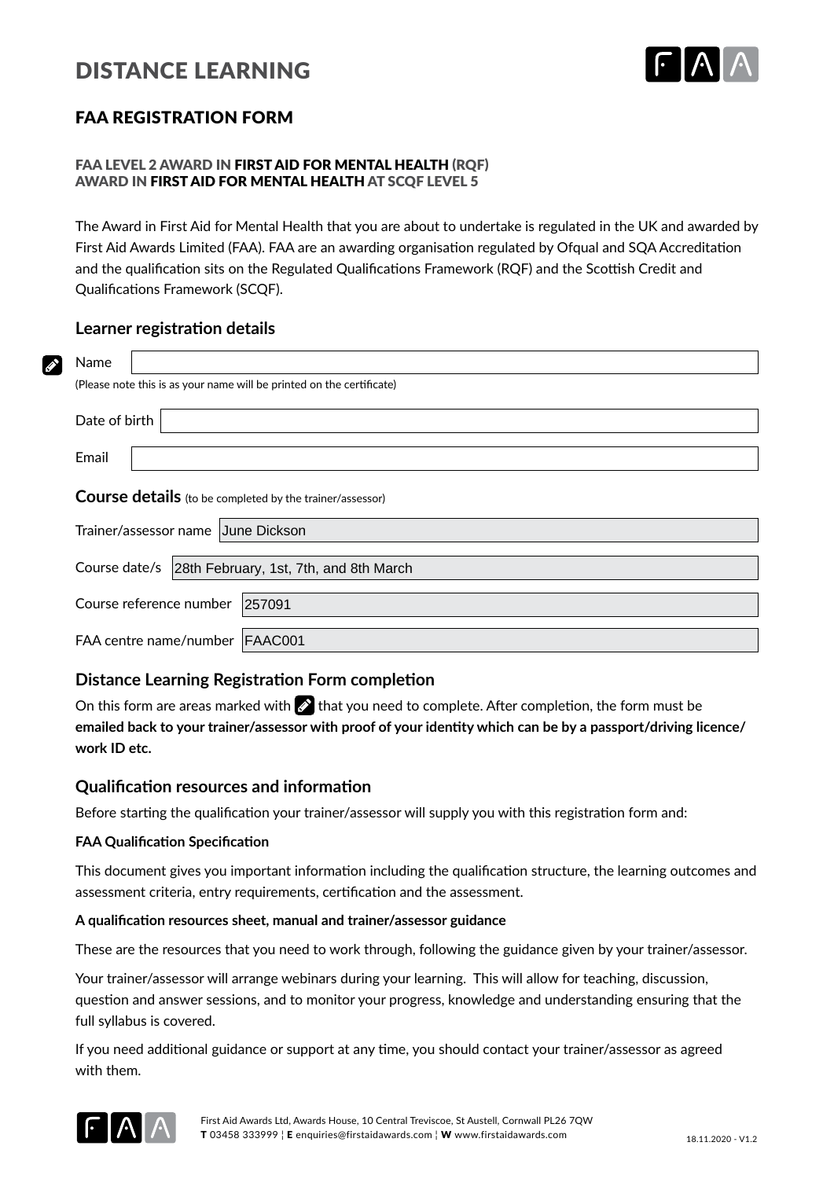# DISTANCE LEARNING

## FAA REGISTRATION FORM

**FAA LEVEL 2 AWARD IN FIRST AID FOR MENTAL HEALTH (RQF)**
**AWARD IN FIRST AID FOR MENTAL HEALTH AT SCQF LEVEL 5**

The Award in First Aid for Mental Health that you are about to undertake is regulated in the UK and awarded by First Aid Awards Limited (FAA). FAA are an awarding organisation regulated by Ofqual and SQA Accreditation and the qualification sits on the Regulated Qualifications Framework (RQF) and the Scottish Credit and Qualifications Framework (SCQF).

### Learner registration details

Name:

(Please note this is as your name will be printed on the certificate)

Date of birth:

Email:

### Course details (to be completed by the trainer/assessor)

Trainer/assessor name: June Dickson

Course date/s: 28th February, 1st, 7th, and 8th March

Course reference number: 257091

FAA centre name/number: FAAC001

### Distance Learning Registration Form completion

On this form are areas marked with ✎ that you need to complete. After completion, the form must be **emailed back to your trainer/assessor with proof of your identity which can be by a passport/driving licence/ work ID etc.**

### Qualification resources and information

Before starting the qualification your trainer/assessor will supply you with this registration form and:

**FAA Qualification Specification**

This document gives you important information including the qualification structure, the learning outcomes and assessment criteria, entry requirements, certification and the assessment.

**A qualification resources sheet, manual and trainer/assessor guidance**

These are the resources that you need to work through, following the guidance given by your trainer/assessor.

Your trainer/assessor will arrange webinars during your learning. This will allow for teaching, discussion, question and answer sessions, and to monitor your progress, knowledge and understanding ensuring that the full syllabus is covered.

If you need additional guidance or support at any time, you should contact your trainer/assessor as agreed with them.

First Aid Awards Ltd, Awards House, 10 Central Treviscoe, St Austell, Cornwall PL26 7QW
**T** 03458 333999 ¦ **E** enquiries@firstaidawards.com ¦ **W** www.firstaidawards.com

18.11.2020 - V1.2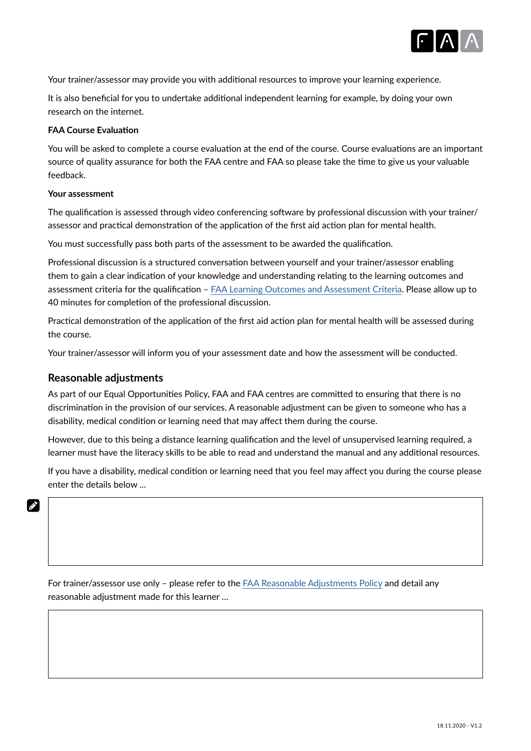Your trainer/assessor may provide you with additional resources to improve your learning experience.

It is also beneficial for you to undertake additional independent learning for example, by doing your own research on the internet.

**FAA Course Evaluation**

You will be asked to complete a course evaluation at the end of the course. Course evaluations are an important source of quality assurance for both the FAA centre and FAA so please take the time to give us your valuable feedback.

**Your assessment**

The qualification is assessed through video conferencing software by professional discussion with your trainer/assessor and practical demonstration of the application of the first aid action plan for mental health.

You must successfully pass both parts of the assessment to be awarded the qualification.

Professional discussion is a structured conversation between yourself and your trainer/assessor enabling them to gain a clear indication of your knowledge and understanding relating to the learning outcomes and assessment criteria for the qualification – FAA Learning Outcomes and Assessment Criteria. Please allow up to 40 minutes for completion of the professional discussion.

Practical demonstration of the application of the first aid action plan for mental health will be assessed during the course.

Your trainer/assessor will inform you of your assessment date and how the assessment will be conducted.

## Reasonable adjustments

As part of our Equal Opportunities Policy, FAA and FAA centres are committed to ensuring that there is no discrimination in the provision of our services. A reasonable adjustment can be given to someone who has a disability, medical condition or learning need that may affect them during the course.

However, due to this being a distance learning qualification and the level of unsupervised learning required, a learner must have the literacy skills to be able to read and understand the manual and any additional resources.

If you have a disability, medical condition or learning need that you feel may affect you during the course please enter the details below ...

For trainer/assessor use only – please refer to the FAA Reasonable Adjustments Policy and detail any reasonable adjustment made for this learner ...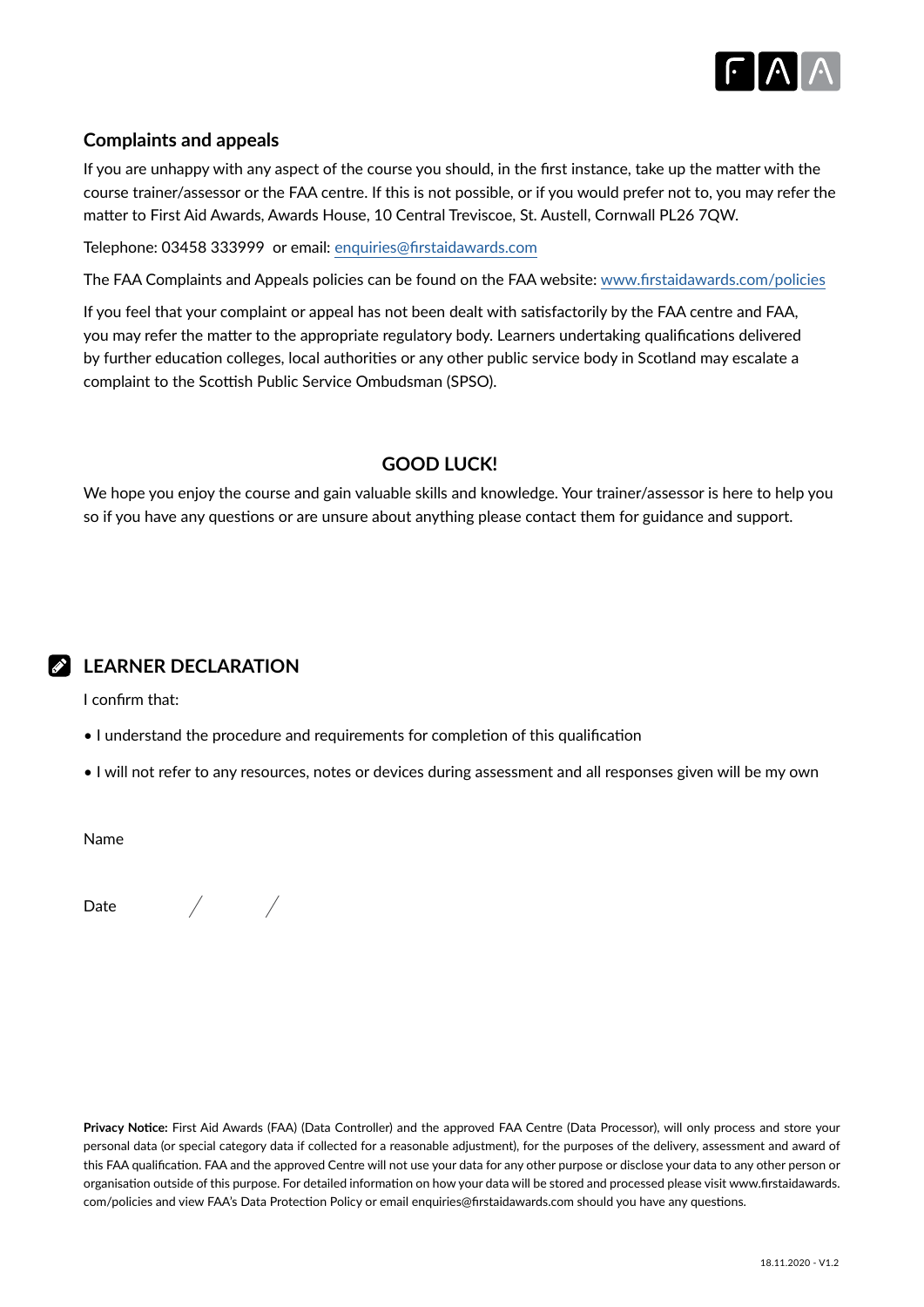## Complaints and appeals

If you are unhappy with any aspect of the course you should, in the first instance, take up the matter with the course trainer/assessor or the FAA centre. If this is not possible, or if you would prefer not to, you may refer the matter to First Aid Awards, Awards House, 10 Central Treviscoe, St. Austell, Cornwall PL26 7QW.

Telephone: 03458 333999 or email: enquiries@firstaidawards.com

The FAA Complaints and Appeals policies can be found on the FAA website: www.firstaidawards.com/policies

If you feel that your complaint or appeal has not been dealt with satisfactorily by the FAA centre and FAA, you may refer the matter to the appropriate regulatory body. Learners undertaking qualifications delivered by further education colleges, local authorities or any other public service body in Scotland may escalate a complaint to the Scottish Public Service Ombudsman (SPSO).

## GOOD LUCK!

We hope you enjoy the course and gain valuable skills and knowledge. Your trainer/assessor is here to help you so if you have any questions or are unsure about anything please contact them for guidance and support.

## LEARNER DECLARATION

I confirm that:

- I understand the procedure and requirements for completion of this qualification
- I will not refer to any resources, notes or devices during assessment and all responses given will be my own

Name

Date / /

**Privacy Notice:** First Aid Awards (FAA) (Data Controller) and the approved FAA Centre (Data Processor), will only process and store your personal data (or special category data if collected for a reasonable adjustment), for the purposes of the delivery, assessment and award of this FAA qualification. FAA and the approved Centre will not use your data for any other purpose or disclose your data to any other person or organisation outside of this purpose. For detailed information on how your data will be stored and processed please visit www.firstaidawards.com/policies and view FAA's Data Protection Policy or email enquiries@firstaidawards.com should you have any questions.

18.11.2020 - V1.2